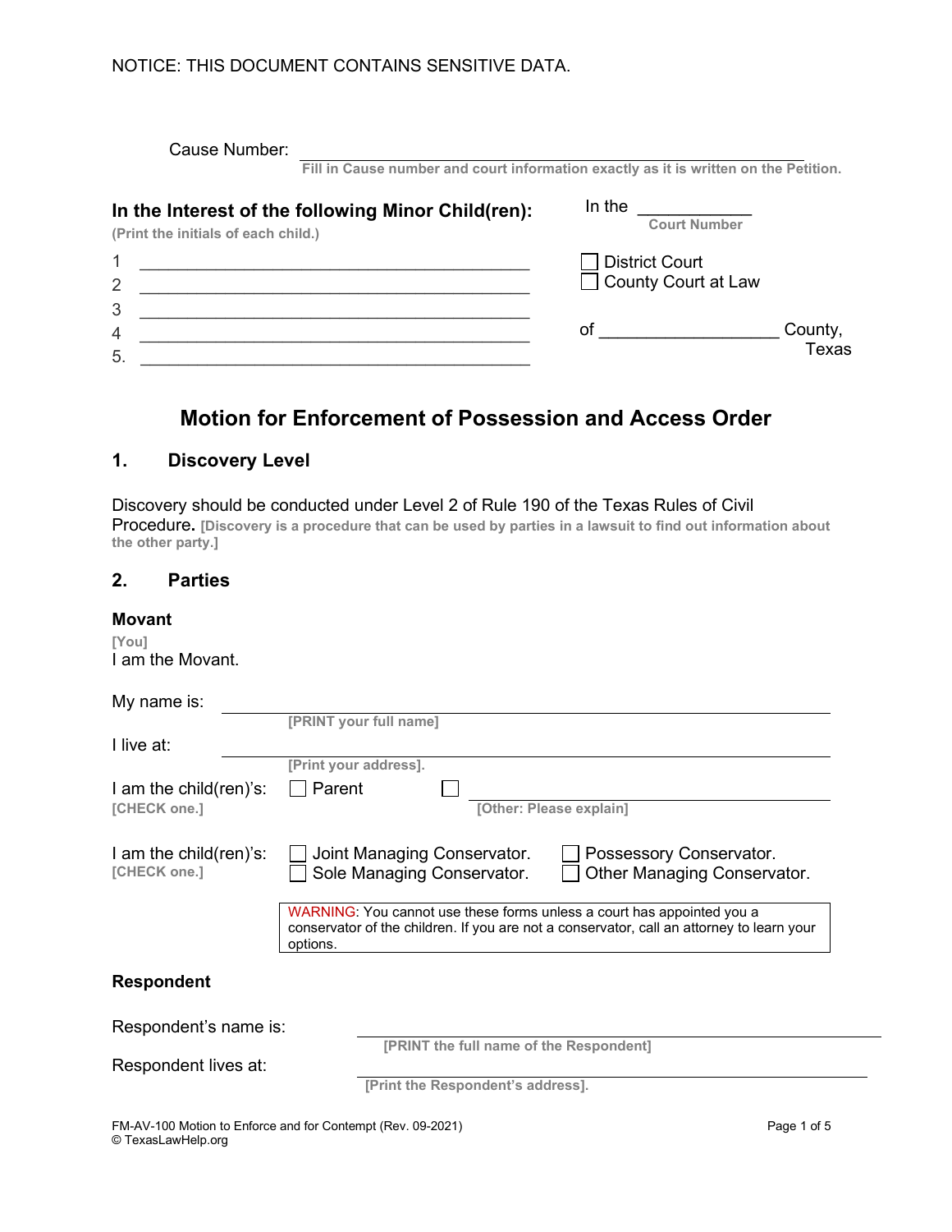NOTICE: THIS DOCUMENT CONTAINS SENSITIVE DATA.

Cause Number: ______________________________________________
**Fill in Cause number and court information exactly as it is written on the Petition.**

**In the Interest of the following Minor Child(ren):**
**(Print the initials of each child.)**

1 ________________________________________
2 ________________________________________
3 ________________________________________
4 ________________________________________
5. ________________________________________

In the ___________
**Court Number**

☐ District Court
☐ County Court at Law

of __________________ County, Texas

# Motion for Enforcement of Possession and Access Order

## 1. Discovery Level

Discovery should be conducted under Level 2 of Rule 190 of the Texas Rules of Civil Procedure. **[Discovery is a procedure that can be used by parties in a lawsuit to find out information about the other party.]**

## 2. Parties

### Movant

**[You]**
I am the Movant.

My name is: ________________________________________
**[PRINT your full name]**

I live at: ________________________________________
**[Print your address].**

I am the child(ren)'s: **[CHECK one.]** ☐ Parent ☐ ______________________ **[Other: Please explain]**

I am the child(ren)'s: **[CHECK one.]**
☐ Joint Managing Conservator. ☐ Possessory Conservator.
☐ Sole Managing Conservator. ☐ Other Managing Conservator.

> WARNING: You cannot use these forms unless a court has appointed you a conservator of the children. If you are not a conservator, call an attorney to learn your options.

### Respondent

Respondent's name is: ________________________________________
**[PRINT the full name of the Respondent]**

Respondent lives at: ________________________________________
**[Print the Respondent's address].**

FM-AV-100 Motion to Enforce and for Contempt (Rev. 09-2021)
© TexasLawHelp.org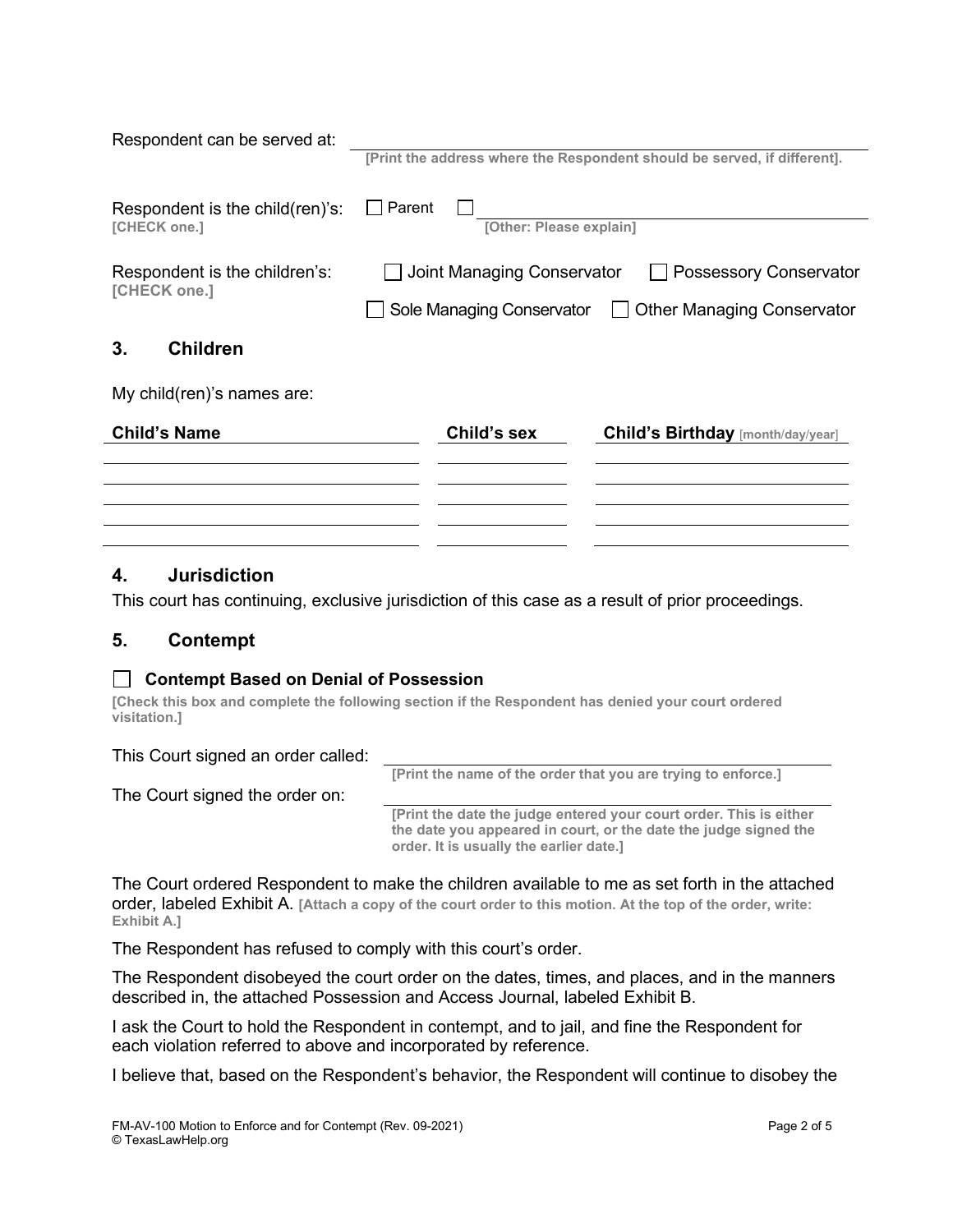Respondent can be served at: ______________________________

[Print the address where the Respondent should be served, if different].

Respondent is the child(ren)'s: ☐ Parent ☐ ______________________
[CHECK one.] [Other: Please explain]

Respondent is the children's: ☐ Joint Managing Conservator ☐ Possessory Conservator
[CHECK one.] ☐ Sole Managing Conservator ☐ Other Managing Conservator

## 3. Children

My child(ren)'s names are:

| Child's Name | Child's sex | Child's Birthday [month/day/year] |
| --- | --- | --- |
| | | |
| | | |
| | | |
| | | |
| | | |

## 4. Jurisdiction

This court has continuing, exclusive jurisdiction of this case as a result of prior proceedings.

## 5. Contempt

☐ **Contempt Based on Denial of Possession**

**[Check this box and complete the following section if the Respondent has denied your court ordered visitation.]**

This Court signed an order called: ______________________________
**[Print the name of the order that you are trying to enforce.]**

The Court signed the order on: ______________________________
**[Print the date the judge entered your court order. This is either the date you appeared in court, or the date the judge signed the order. It is usually the earlier date.]**

The Court ordered Respondent to make the children available to me as set forth in the attached order, labeled Exhibit A. **[Attach a copy of the court order to this motion. At the top of the order, write: Exhibit A.]**

The Respondent has refused to comply with this court's order.

The Respondent disobeyed the court order on the dates, times, and places, and in the manners described in, the attached Possession and Access Journal, labeled Exhibit B.

I ask the Court to hold the Respondent in contempt, and to jail, and fine the Respondent for each violation referred to above and incorporated by reference.

I believe that, based on the Respondent's behavior, the Respondent will continue to disobey the

FM-AV-100 Motion to Enforce and for Contempt (Rev. 09-2021)
© TexasLawHelp.org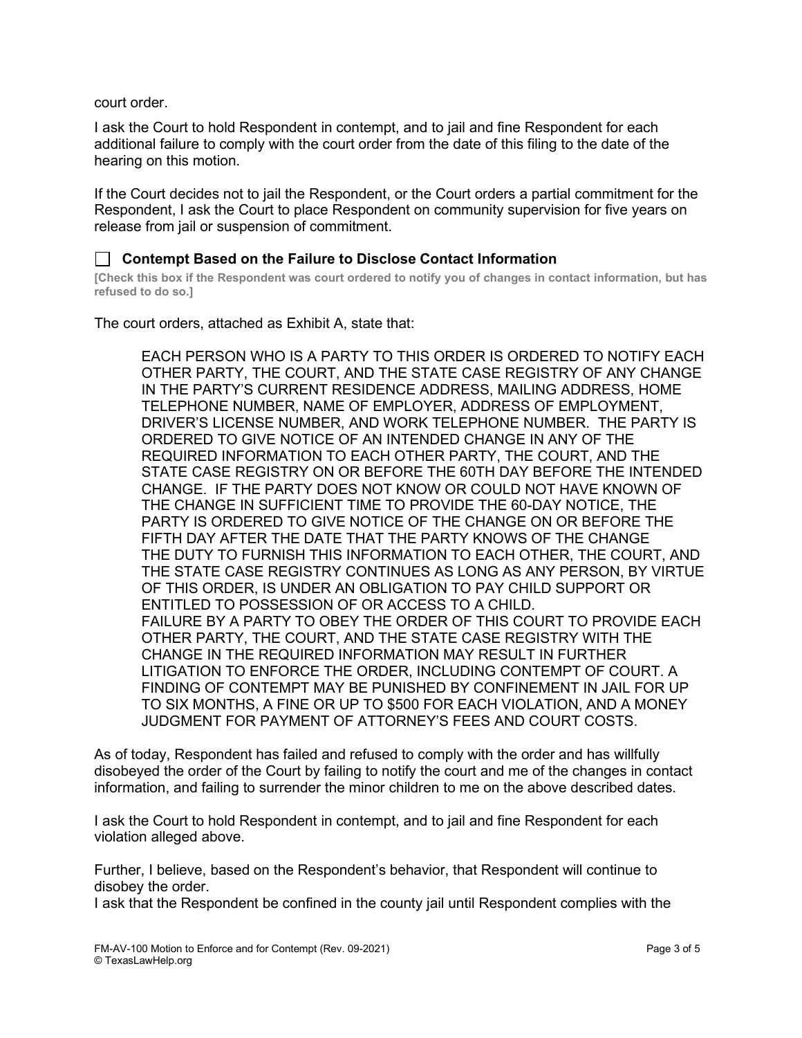court order.

I ask the Court to hold Respondent in contempt, and to jail and fine Respondent for each additional failure to comply with the court order from the date of this filing to the date of the hearing on this motion.

If the Court decides not to jail the Respondent, or the Court orders a partial commitment for the Respondent, I ask the Court to place Respondent on community supervision for five years on release from jail or suspension of commitment.

☐ **Contempt Based on the Failure to Disclose Contact Information**

**[Check this box if the Respondent was court ordered to notify you of changes in contact information, but has refused to do so.]**

The court orders, attached as Exhibit A, state that:

> EACH PERSON WHO IS A PARTY TO THIS ORDER IS ORDERED TO NOTIFY EACH OTHER PARTY, THE COURT, AND THE STATE CASE REGISTRY OF ANY CHANGE IN THE PARTY'S CURRENT RESIDENCE ADDRESS, MAILING ADDRESS, HOME TELEPHONE NUMBER, NAME OF EMPLOYER, ADDRESS OF EMPLOYMENT, DRIVER'S LICENSE NUMBER, AND WORK TELEPHONE NUMBER. THE PARTY IS ORDERED TO GIVE NOTICE OF AN INTENDED CHANGE IN ANY OF THE REQUIRED INFORMATION TO EACH OTHER PARTY, THE COURT, AND THE STATE CASE REGISTRY ON OR BEFORE THE 60TH DAY BEFORE THE INTENDED CHANGE. IF THE PARTY DOES NOT KNOW OR COULD NOT HAVE KNOWN OF THE CHANGE IN SUFFICIENT TIME TO PROVIDE THE 60-DAY NOTICE, THE PARTY IS ORDERED TO GIVE NOTICE OF THE CHANGE ON OR BEFORE THE FIFTH DAY AFTER THE DATE THAT THE PARTY KNOWS OF THE CHANGE
> THE DUTY TO FURNISH THIS INFORMATION TO EACH OTHER, THE COURT, AND THE STATE CASE REGISTRY CONTINUES AS LONG AS ANY PERSON, BY VIRTUE OF THIS ORDER, IS UNDER AN OBLIGATION TO PAY CHILD SUPPORT OR ENTITLED TO POSSESSION OF OR ACCESS TO A CHILD.
> FAILURE BY A PARTY TO OBEY THE ORDER OF THIS COURT TO PROVIDE EACH OTHER PARTY, THE COURT, AND THE STATE CASE REGISTRY WITH THE CHANGE IN THE REQUIRED INFORMATION MAY RESULT IN FURTHER LITIGATION TO ENFORCE THE ORDER, INCLUDING CONTEMPT OF COURT. A FINDING OF CONTEMPT MAY BE PUNISHED BY CONFINEMENT IN JAIL FOR UP TO SIX MONTHS, A FINE OR UP TO $500 FOR EACH VIOLATION, AND A MONEY JUDGMENT FOR PAYMENT OF ATTORNEY'S FEES AND COURT COSTS.

As of today, Respondent has failed and refused to comply with the order and has willfully disobeyed the order of the Court by failing to notify the court and me of the changes in contact information, and failing to surrender the minor children to me on the above described dates.

I ask the Court to hold Respondent in contempt, and to jail and fine Respondent for each violation alleged above.

Further, I believe, based on the Respondent's behavior, that Respondent will continue to disobey the order.
I ask that the Respondent be confined in the county jail until Respondent complies with the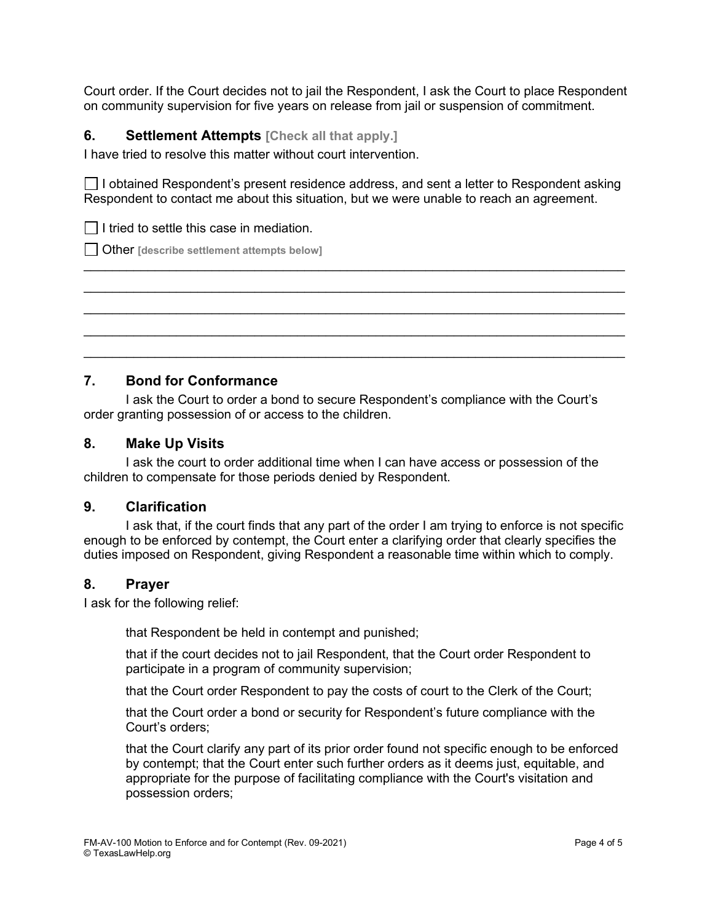Court order. If the Court decides not to jail the Respondent, I ask the Court to place Respondent on community supervision for five years on release from jail or suspension of commitment.

## 6. Settlement Attempts [Check all that apply.]

I have tried to resolve this matter without court intervention.

☐ I obtained Respondent's present residence address, and sent a letter to Respondent asking Respondent to contact me about this situation, but we were unable to reach an agreement.

☐ I tried to settle this case in mediation.

☐ Other [describe settlement attempts below]

______________________________________________________________________________
______________________________________________________________________________
______________________________________________________________________________
______________________________________________________________________________
______________________________________________________________________________

## 7. Bond for Conformance

I ask the Court to order a bond to secure Respondent's compliance with the Court's order granting possession of or access to the children.

## 8. Make Up Visits

I ask the court to order additional time when I can have access or possession of the children to compensate for those periods denied by Respondent.

## 9. Clarification

I ask that, if the court finds that any part of the order I am trying to enforce is not specific enough to be enforced by contempt, the Court enter a clarifying order that clearly specifies the duties imposed on Respondent, giving Respondent a reasonable time within which to comply.

## 8. Prayer

I ask for the following relief:

that Respondent be held in contempt and punished;

that if the court decides not to jail Respondent, that the Court order Respondent to participate in a program of community supervision;

that the Court order Respondent to pay the costs of court to the Clerk of the Court;

that the Court order a bond or security for Respondent's future compliance with the Court's orders;

that the Court clarify any part of its prior order found not specific enough to be enforced by contempt; that the Court enter such further orders as it deems just, equitable, and appropriate for the purpose of facilitating compliance with the Court's visitation and possession orders;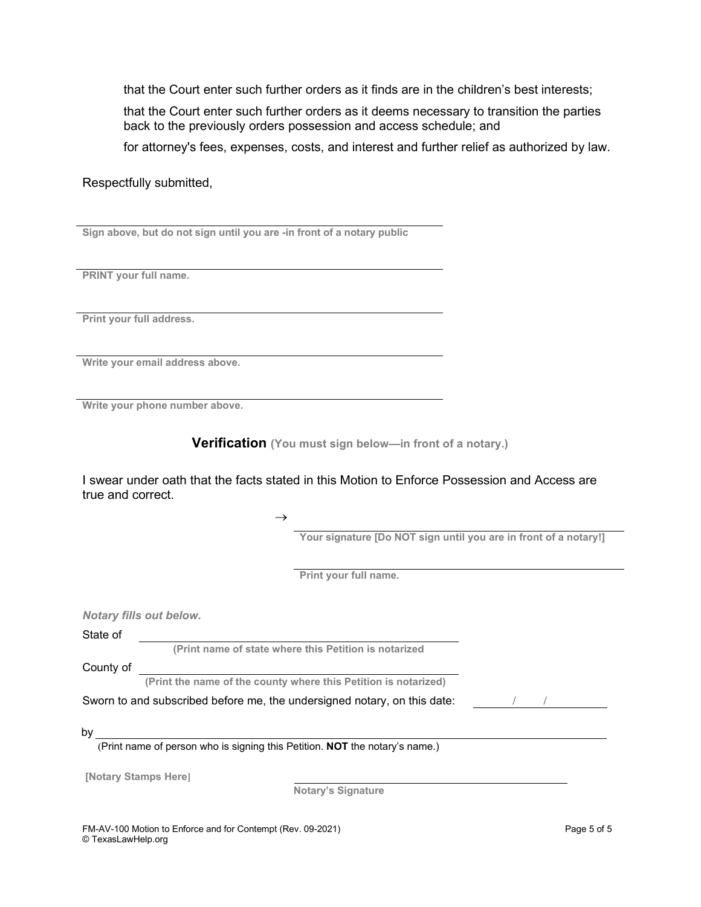that the Court enter such further orders as it finds are in the children's best interests;

that the Court enter such further orders as it deems necessary to transition the parties back to the previously orders possession and access schedule; and

for attorney's fees, expenses, costs, and interest and further relief as authorized by law.

Respectfully submitted,

\_\_\_\_\_\_\_\_\_\_\_\_\_\_\_\_\_\_\_\_\_\_\_\_\_\_\_\_\_\_\_\_\_\_\_\_\_\_\_\_
**Sign above, but do not sign until you are -in front of a notary public**

\_\_\_\_\_\_\_\_\_\_\_\_\_\_\_\_\_\_\_\_\_\_\_\_\_\_\_\_\_\_\_\_\_\_\_\_\_\_\_\_
**PRINT your full name.**

\_\_\_\_\_\_\_\_\_\_\_\_\_\_\_\_\_\_\_\_\_\_\_\_\_\_\_\_\_\_\_\_\_\_\_\_\_\_\_\_
**Print your full address.**

\_\_\_\_\_\_\_\_\_\_\_\_\_\_\_\_\_\_\_\_\_\_\_\_\_\_\_\_\_\_\_\_\_\_\_\_\_\_\_\_
**Write your email address above.**

\_\_\_\_\_\_\_\_\_\_\_\_\_\_\_\_\_\_\_\_\_\_\_\_\_\_\_\_\_\_\_\_\_\_\_\_\_\_\_\_
**Write your phone number above.**

## Verification (You must sign below—in front of a notary.)

I swear under oath that the facts stated in this Motion to Enforce Possession and Access are true and correct.

→ \_\_\_\_\_\_\_\_\_\_\_\_\_\_\_\_\_\_\_\_\_\_\_\_\_\_\_\_\_\_\_\_\_\_\_\_\_\_\_\_
**Your signature [Do NOT sign until you are in front of a notary!]**

\_\_\_\_\_\_\_\_\_\_\_\_\_\_\_\_\_\_\_\_\_\_\_\_\_\_\_\_\_\_\_\_\_\_\_\_\_\_\_\_
**Print your full name.**

***Notary fills out below.***

State of \_\_\_\_\_\_\_\_\_\_\_\_\_\_\_\_\_\_\_\_\_\_\_\_\_\_\_\_\_\_\_\_\_\_\_\_
**(Print name of state where this Petition is notarized**

County of \_\_\_\_\_\_\_\_\_\_\_\_\_\_\_\_\_\_\_\_\_\_\_\_\_\_\_\_\_\_\_\_\_\_\_\_
**(Print the name of the county where this Petition is notarized)**

Sworn to and subscribed before me, the undersigned notary, on this date: \_\_\_\_/\_\_\_\_/\_\_\_\_\_\_\_\_

by \_\_\_\_\_\_\_\_\_\_\_\_\_\_\_\_\_\_\_\_\_\_\_\_\_\_\_\_\_\_\_\_\_\_\_\_\_\_\_\_\_\_\_\_\_\_\_\_\_\_\_\_\_\_\_\_\_\_
(Print name of person who is signing this Petition. **NOT** the notary's name.)

**[Notary Stamps Here]**

\_\_\_\_\_\_\_\_\_\_\_\_\_\_\_\_\_\_\_\_\_\_\_\_\_\_\_\_\_\_\_\_\_\_\_\_\_\_\_\_
**Notary's Signature**

FM-AV-100 Motion to Enforce and for Contempt (Rev. 09-2021)
© TexasLawHelp.org